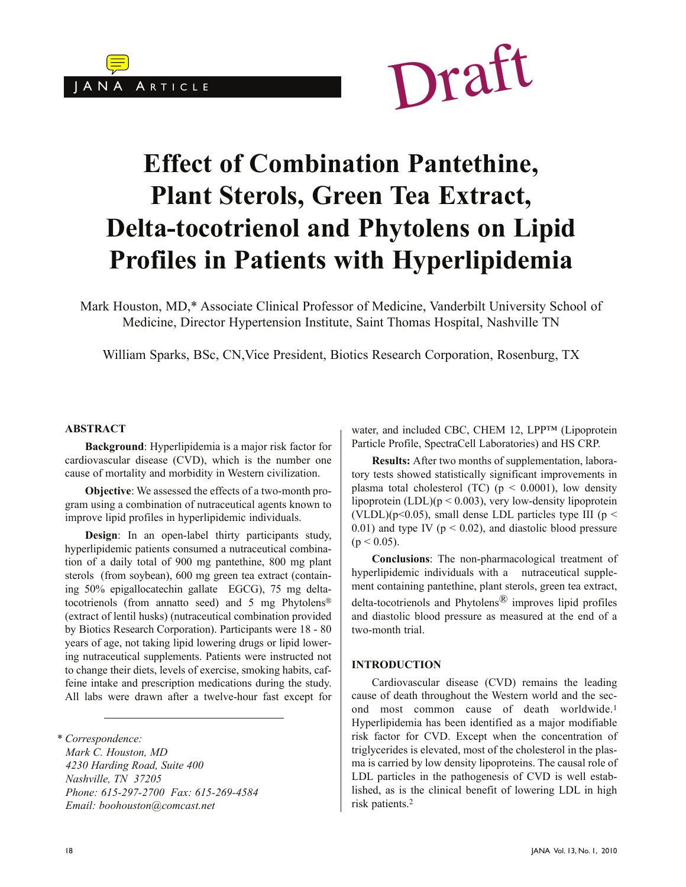JANA Article

Draft

# Effect of Combination Pantethine, Plant Sterols, Green Tea Extract, Delta-tocotrienol and Phytolens on Lipid Profiles in Patients with Hyperlipidemia

Mark Houston, MD,* Associate Clinical Professor of Medicine, Vanderbilt University School of Medicine, Director Hypertension Institute, Saint Thomas Hospital, Nashville TN

William Sparks, BSc, CN, Vice President, Biotics Research Corporation, Rosenburg, TX

## ABSTRACT

**Background**: Hyperlipidemia is a major risk factor for cardiovascular disease (CVD), which is the number one cause of mortality and morbidity in Western civilization.

**Objective**: We assessed the effects of a two-month program using a combination of nutraceutical agents known to improve lipid profiles in hyperlipidemic individuals.

**Design**: In an open-label thirty participants study, hyperlipidemic patients consumed a nutraceutical combination of a daily total of 900 mg pantethine, 800 mg plant sterols (from soybean), 600 mg green tea extract (containing 50% epigallocatechin gallate EGCG), 75 mg delta-tocotrienols (from annatto seed) and 5 mg Phytolens® (extract of lentil husks) (nutraceutical combination provided by Biotics Research Corporation). Participants were 18 - 80 years of age, not taking lipid lowering drugs or lipid lowering nutraceutical supplements. Patients were instructed not to change their diets, levels of exercise, smoking habits, caffeine intake and prescription medications during the study. All labs were drawn after a twelve-hour fast except for water, and included CBC, CHEM 12, LPP™ (Lipoprotein Particle Profile, SpectraCell Laboratories) and HS CRP.

**Results:** After two months of supplementation, laboratory tests showed statistically significant improvements in plasma total cholesterol (TC) ($p < 0.0001$), low density lipoprotein (LDL)($p < 0.003$), very low-density lipoprotein (VLDL)($p<0.05$), small dense LDL particles type III ($p < 0.01$) and type IV ($p < 0.02$), and diastolic blood pressure ($p < 0.05$).

**Conclusions**: The non-pharmacological treatment of hyperlipidemic individuals with a nutraceutical supplement containing pantethine, plant sterols, green tea extract, delta-tocotrienols and Phytolens® improves lipid profiles and diastolic blood pressure as measured at the end of a two-month trial.

## INTRODUCTION

Cardiovascular disease (CVD) remains the leading cause of death throughout the Western world and the second most common cause of death worldwide.[1] Hyperlipidemia has been identified as a major modifiable risk factor for CVD. Except when the concentration of triglycerides is elevated, most of the cholesterol in the plasma is carried by low density lipoproteins. The causal role of LDL particles in the pathogenesis of CVD is well established, as is the clinical benefit of lowering LDL in high risk patients.[2]

---

\* *Correspondence:*
*Mark C. Houston, MD*
*4230 Harding Road, Suite 400*
*Nashville, TN 37205*
*Phone: 615-297-2700 Fax: 615-269-4584*
*Email: boohouston@comcast.net*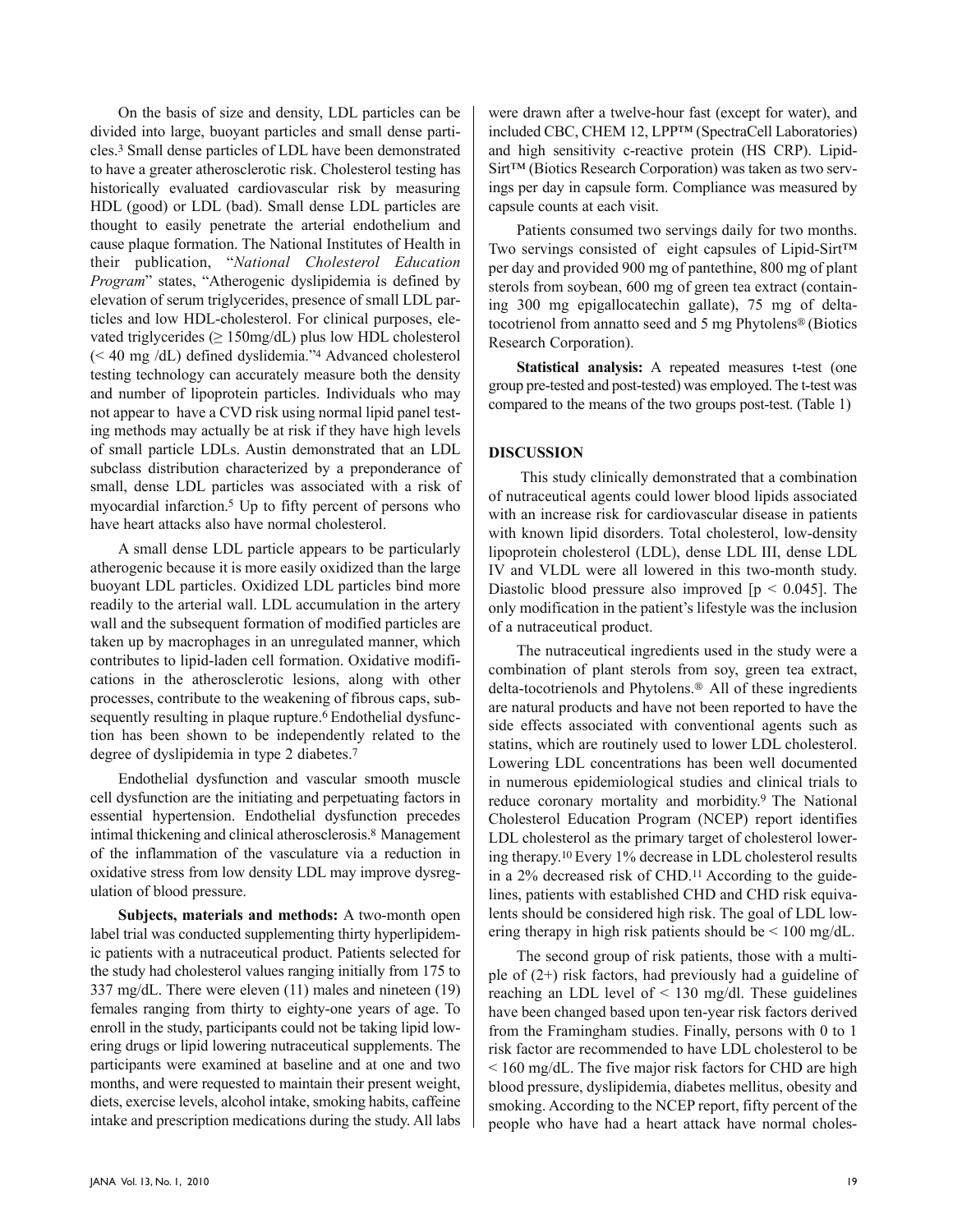On the basis of size and density, LDL particles can be divided into large, buoyant particles and small dense particles.[3] Small dense particles of LDL have been demonstrated to have a greater atherosclerotic risk. Cholesterol testing has historically evaluated cardiovascular risk by measuring HDL (good) or LDL (bad). Small dense LDL particles are thought to easily penetrate the arterial endothelium and cause plaque formation. The National Institutes of Health in their publication, "*National Cholesterol Education Program*" states, "Atherogenic dyslipidemia is defined by elevation of serum triglycerides, presence of small LDL particles and low HDL-cholesterol. For clinical purposes, elevated triglycerides (≥ 150mg/dL) plus low HDL cholesterol (< 40 mg /dL) defined dyslidemia."[4] Advanced cholesterol testing technology can accurately measure both the density and number of lipoprotein particles. Individuals who may not appear to have a CVD risk using normal lipid panel testing methods may actually be at risk if they have high levels of small particle LDLs. Austin demonstrated that an LDL subclass distribution characterized by a preponderance of small, dense LDL particles was associated with a risk of myocardial infarction.[5] Up to fifty percent of persons who have heart attacks also have normal cholesterol.

A small dense LDL particle appears to be particularly atherogenic because it is more easily oxidized than the large buoyant LDL particles. Oxidized LDL particles bind more readily to the arterial wall. LDL accumulation in the artery wall and the subsequent formation of modified particles are taken up by macrophages in an unregulated manner, which contributes to lipid-laden cell formation. Oxidative modifications in the atherosclerotic lesions, along with other processes, contribute to the weakening of fibrous caps, subsequently resulting in plaque rupture.[6] Endothelial dysfunction has been shown to be independently related to the degree of dyslipidemia in type 2 diabetes.[7]

Endothelial dysfunction and vascular smooth muscle cell dysfunction are the initiating and perpetuating factors in essential hypertension. Endothelial dysfunction precedes intimal thickening and clinical atherosclerosis.[8] Management of the inflammation of the vasculature via a reduction in oxidative stress from low density LDL may improve dysregulation of blood pressure.

**Subjects, materials and methods:** A two-month open label trial was conducted supplementing thirty hyperlipidemic patients with a nutraceutical product. Patients selected for the study had cholesterol values ranging initially from 175 to 337 mg/dL. There were eleven (11) males and nineteen (19) females ranging from thirty to eighty-one years of age. To enroll in the study, participants could not be taking lipid lowering drugs or lipid lowering nutraceutical supplements. The participants were examined at baseline and at one and two months, and were requested to maintain their present weight, diets, exercise levels, alcohol intake, smoking habits, caffeine intake and prescription medications during the study. All labs were drawn after a twelve-hour fast (except for water), and included CBC, CHEM 12, LPP™ (SpectraCell Laboratories) and high sensitivity c-reactive protein (HS CRP). Lipid-Sirt™ (Biotics Research Corporation) was taken as two servings per day in capsule form. Compliance was measured by capsule counts at each visit.

Patients consumed two servings daily for two months. Two servings consisted of eight capsules of Lipid-Sirt™ per day and provided 900 mg of pantethine, 800 mg of plant sterols from soybean, 600 mg of green tea extract (containing 300 mg epigallocatechin gallate), 75 mg of delta-tocotrienol from annatto seed and 5 mg Phytolens® (Biotics Research Corporation).

**Statistical analysis:** A repeated measures t-test (one group pre-tested and post-tested) was employed. The t-test was compared to the means of the two groups post-test. (Table 1)

## DISCUSSION

This study clinically demonstrated that a combination of nutraceutical agents could lower blood lipids associated with an increase risk for cardiovascular disease in patients with known lipid disorders. Total cholesterol, low-density lipoprotein cholesterol (LDL), dense LDL III, dense LDL IV and VLDL were all lowered in this two-month study. Diastolic blood pressure also improved [$p < 0.045$]. The only modification in the patient's lifestyle was the inclusion of a nutraceutical product.

The nutraceutical ingredients used in the study were a combination of plant sterols from soy, green tea extract, delta-tocotrienols and Phytolens.® All of these ingredients are natural products and have not been reported to have the side effects associated with conventional agents such as statins, which are routinely used to lower LDL cholesterol. Lowering LDL concentrations has been well documented in numerous epidemiological studies and clinical trials to reduce coronary mortality and morbidity.[9] The National Cholesterol Education Program (NCEP) report identifies LDL cholesterol as the primary target of cholesterol lowering therapy.[10] Every 1% decrease in LDL cholesterol results in a 2% decreased risk of CHD.[11] According to the guidelines, patients with established CHD and CHD risk equivalents should be considered high risk. The goal of LDL lowering therapy in high risk patients should be < 100 mg/dL.

The second group of risk patients, those with a multiple of (2+) risk factors, had previously had a guideline of reaching an LDL level of < 130 mg/dl. These guidelines have been changed based upon ten-year risk factors derived from the Framingham studies. Finally, persons with 0 to 1 risk factor are recommended to have LDL cholesterol to be < 160 mg/dL. The five major risk factors for CHD are high blood pressure, dyslipidemia, diabetes mellitus, obesity and smoking. According to the NCEP report, fifty percent of the people who have had a heart attack have normal choles-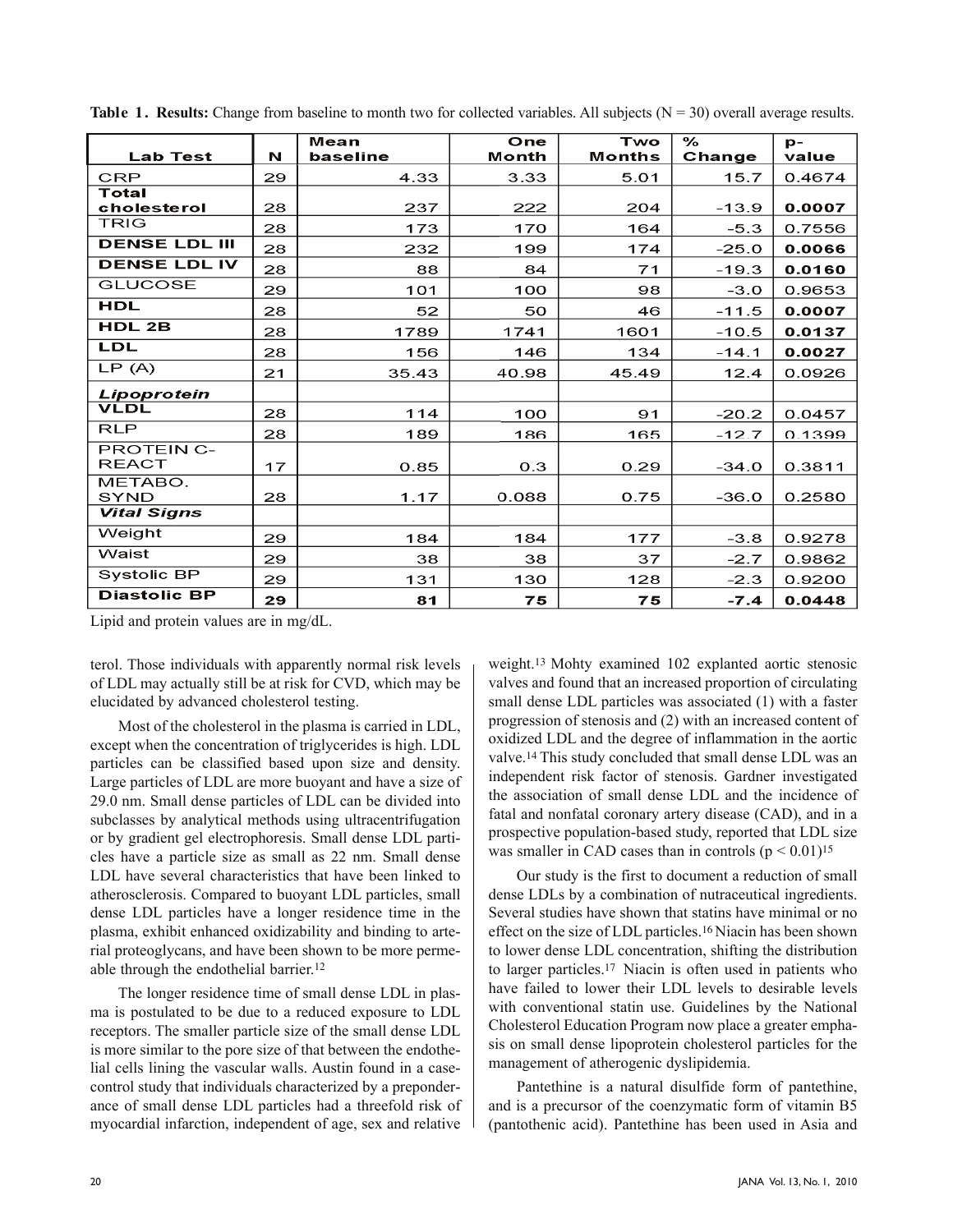**Table 1. Results:** Change from baseline to month two for collected variables. All subjects (N = 30) overall average results.

| Lab Test | N | Mean baseline | One Month | Two Months | % Change | p-value |
|---|---|---|---|---|---|---|
| CRP | 29 | 4.33 | 3.33 | 5.01 | 15.7 | 0.4674 |
| **Total cholesterol** | 28 | 237 | 222 | 204 | -13.9 | **0.0007** |
| TRIG | 28 | 173 | 170 | 164 | -5.3 | 0.7556 |
| **DENSE LDL III** | 28 | 232 | 199 | 174 | -25.0 | **0.0066** |
| **DENSE LDL IV** | 28 | 88 | 84 | 71 | -19.3 | **0.0160** |
| GLUCOSE | 29 | 101 | 100 | 98 | -3.0 | 0.9653 |
| **HDL** | 28 | 52 | 50 | 46 | -11.5 | **0.0007** |
| **HDL 2B** | 28 | 1789 | 1741 | 1601 | -10.5 | **0.0137** |
| **LDL** | 28 | 156 | 146 | 134 | -14.1 | **0.0027** |
| LP (A) | 21 | 35.43 | 40.98 | 45.49 | 12.4 | 0.0926 |
| ***Lipoprotein*** | | | | | | |
| **VLDL** | 28 | 114 | 100 | 91 | -20.2 | 0.0457 |
| RLP | 28 | 189 | 186 | 165 | -12.7 | 0.1399 |
| PROTEIN C-REACT | 17 | 0.85 | 0.3 | 0.29 | -34.0 | 0.3811 |
| METABO. SYND | 28 | 1.17 | 0.088 | 0.75 | -36.0 | 0.2580 |
| ***Vital Signs*** | | | | | | |
| Weight | 29 | 184 | 184 | 177 | -3.8 | 0.9278 |
| Waist | 29 | 38 | 38 | 37 | -2.7 | 0.9862 |
| Systolic BP | 29 | 131 | 130 | 128 | -2.3 | 0.9200 |
| **Diastolic BP** | **29** | **81** | **75** | **75** | **-7.4** | **0.0448** |

Lipid and protein values are in mg/dL.

terol. Those individuals with apparently normal risk levels of LDL may actually still be at risk for CVD, which may be elucidated by advanced cholesterol testing.

Most of the cholesterol in the plasma is carried in LDL, except when the concentration of triglycerides is high. LDL particles can be classified based upon size and density. Large particles of LDL are more buoyant and have a size of 29.0 nm. Small dense particles of LDL can be divided into subclasses by analytical methods using ultracentrifugation or by gradient gel electrophoresis. Small dense LDL particles have a particle size as small as 22 nm. Small dense LDL have several characteristics that have been linked to atherosclerosis. Compared to buoyant LDL particles, small dense LDL particles have a longer residence time in the plasma, exhibit enhanced oxidizability and binding to arterial proteoglycans, and have been shown to be more permeable through the endothelial barrier.[12]

The longer residence time of small dense LDL in plasma is postulated to be due to a reduced exposure to LDL receptors. The smaller particle size of the small dense LDL is more similar to the pore size of that between the endothelial cells lining the vascular walls. Austin found in a case-control study that individuals characterized by a preponderance of small dense LDL particles had a threefold risk of myocardial infarction, independent of age, sex and relative weight.[13] Mohty examined 102 explanted aortic stenosic valves and found that an increased proportion of circulating small dense LDL particles was associated (1) with a faster progression of stenosis and (2) with an increased content of oxidized LDL and the degree of inflammation in the aortic valve.[14] This study concluded that small dense LDL was an independent risk factor of stenosis. Gardner investigated the association of small dense LDL and the incidence of fatal and nonfatal coronary artery disease (CAD), and in a prospective population-based study, reported that LDL size was smaller in CAD cases than in controls ($p < 0.01$)[15]

Our study is the first to document a reduction of small dense LDLs by a combination of nutraceutical ingredients. Several studies have shown that statins have minimal or no effect on the size of LDL particles.[16] Niacin has been shown to lower dense LDL concentration, shifting the distribution to larger particles.[17] Niacin is often used in patients who have failed to lower their LDL levels to desirable levels with conventional statin use. Guidelines by the National Cholesterol Education Program now place a greater emphasis on small dense lipoprotein cholesterol particles for the management of atherogenic dyslipidemia.

Pantethine is a natural disulfide form of pantethine, and is a precursor of the coenzymatic form of vitamin B5 (pantothenic acid). Pantethine has been used in Asia and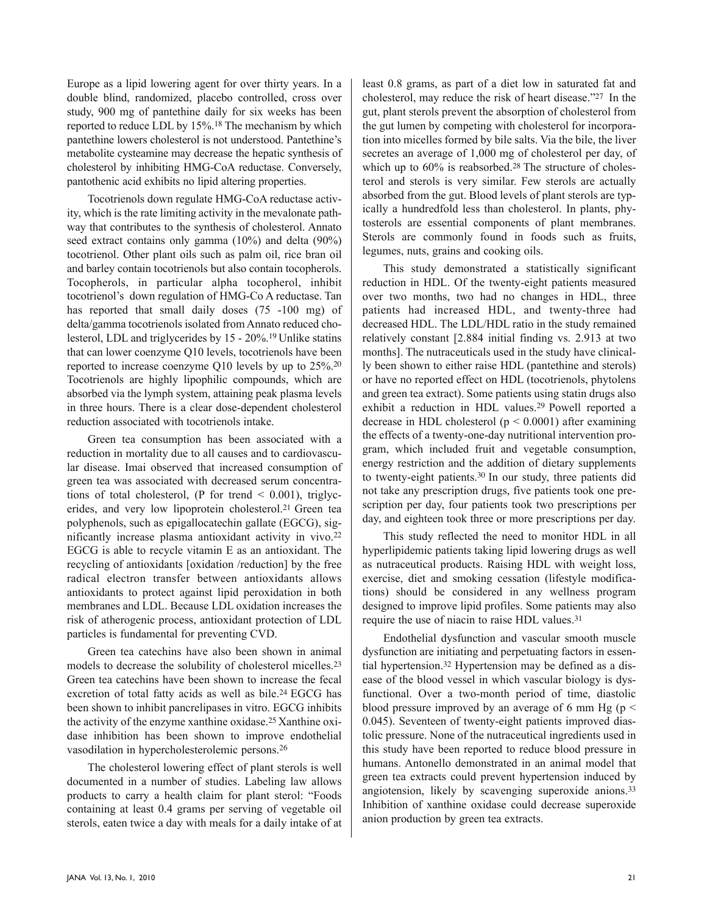Europe as a lipid lowering agent for over thirty years. In a double blind, randomized, placebo controlled, cross over study, 900 mg of pantethine daily for six weeks has been reported to reduce LDL by 15%.[18] The mechanism by which pantethine lowers cholesterol is not understood. Pantethine's metabolite cysteamine may decrease the hepatic synthesis of cholesterol by inhibiting HMG-CoA reductase. Conversely, pantothenic acid exhibits no lipid altering properties.

Tocotrienols down regulate HMG-CoA reductase activity, which is the rate limiting activity in the mevalonate pathway that contributes to the synthesis of cholesterol. Annato seed extract contains only gamma (10%) and delta (90%) tocotrienol. Other plant oils such as palm oil, rice bran oil and barley contain tocotrienols but also contain tocopherols. Tocopherols, in particular alpha tocopherol, inhibit tocotrienol's down regulation of HMG-Co A reductase. Tan has reported that small daily doses (75 -100 mg) of delta/gamma tocotrienols isolated from Annato reduced cholesterol, LDL and triglycerides by 15 - 20%.[19] Unlike statins that can lower coenzyme Q10 levels, tocotrienols have been reported to increase coenzyme Q10 levels by up to 25%.[20] Tocotrienols are highly lipophilic compounds, which are absorbed via the lymph system, attaining peak plasma levels in three hours. There is a clear dose-dependent cholesterol reduction associated with tocotrienols intake.

Green tea consumption has been associated with a reduction in mortality due to all causes and to cardiovascular disease. Imai observed that increased consumption of green tea was associated with decreased serum concentrations of total cholesterol, (P for trend $< 0.001$), triglycerides, and very low lipoprotein cholesterol.[21] Green tea polyphenols, such as epigallocatechin gallate (EGCG), significantly increase plasma antioxidant activity in vivo.[22] EGCG is able to recycle vitamin E as an antioxidant. The recycling of antioxidants [oxidation /reduction] by the free radical electron transfer between antioxidants allows antioxidants to protect against lipid peroxidation in both membranes and LDL. Because LDL oxidation increases the risk of atherogenic process, antioxidant protection of LDL particles is fundamental for preventing CVD.

Green tea catechins have also been shown in animal models to decrease the solubility of cholesterol micelles.[23] Green tea catechins have been shown to increase the fecal excretion of total fatty acids as well as bile.[24] EGCG has been shown to inhibit pancrelipases in vitro. EGCG inhibits the activity of the enzyme xanthine oxidase.[25] Xanthine oxidase inhibition has been shown to improve endothelial vasodilation in hypercholesterolemic persons.[26]

The cholesterol lowering effect of plant sterols is well documented in a number of studies. Labeling law allows products to carry a health claim for plant sterol: "Foods containing at least 0.4 grams per serving of vegetable oil sterols, eaten twice a day with meals for a daily intake of at least 0.8 grams, as part of a diet low in saturated fat and cholesterol, may reduce the risk of heart disease."[27] In the gut, plant sterols prevent the absorption of cholesterol from the gut lumen by competing with cholesterol for incorporation into micelles formed by bile salts. Via the bile, the liver secretes an average of 1,000 mg of cholesterol per day, of which up to 60% is reabsorbed.[28] The structure of cholesterol and sterols is very similar. Few sterols are actually absorbed from the gut. Blood levels of plant sterols are typically a hundredfold less than cholesterol. In plants, phytosterols are essential components of plant membranes. Sterols are commonly found in foods such as fruits, legumes, nuts, grains and cooking oils.

This study demonstrated a statistically significant reduction in HDL. Of the twenty-eight patients measured over two months, two had no changes in HDL, three patients had increased HDL, and twenty-three had decreased HDL. The LDL/HDL ratio in the study remained relatively constant [2.884 initial finding vs. 2.913 at two months]. The nutraceuticals used in the study have clinically been shown to either raise HDL (pantethine and sterols) or have no reported effect on HDL (tocotrienols, phytolens and green tea extract). Some patients using statin drugs also exhibit a reduction in HDL values.[29] Powell reported a decrease in HDL cholesterol ($p < 0.0001$) after examining the effects of a twenty-one-day nutritional intervention program, which included fruit and vegetable consumption, energy restriction and the addition of dietary supplements to twenty-eight patients.[30] In our study, three patients did not take any prescription drugs, five patients took one prescription per day, four patients took two prescriptions per day, and eighteen took three or more prescriptions per day.

This study reflected the need to monitor HDL in all hyperlipidemic patients taking lipid lowering drugs as well as nutraceutical products. Raising HDL with weight loss, exercise, diet and smoking cessation (lifestyle modifications) should be considered in any wellness program designed to improve lipid profiles. Some patients may also require the use of niacin to raise HDL values.[31]

Endothelial dysfunction and vascular smooth muscle dysfunction are initiating and perpetuating factors in essential hypertension.[32] Hypertension may be defined as a disease of the blood vessel in which vascular biology is dysfunctional. Over a two-month period of time, diastolic blood pressure improved by an average of 6 mm Hg ($p < 0.045$). Seventeen of twenty-eight patients improved diastolic pressure. None of the nutraceutical ingredients used in this study have been reported to reduce blood pressure in humans. Antonello demonstrated in an animal model that green tea extracts could prevent hypertension induced by angiotension, likely by scavenging superoxide anions.[33] Inhibition of xanthine oxidase could decrease superoxide anion production by green tea extracts.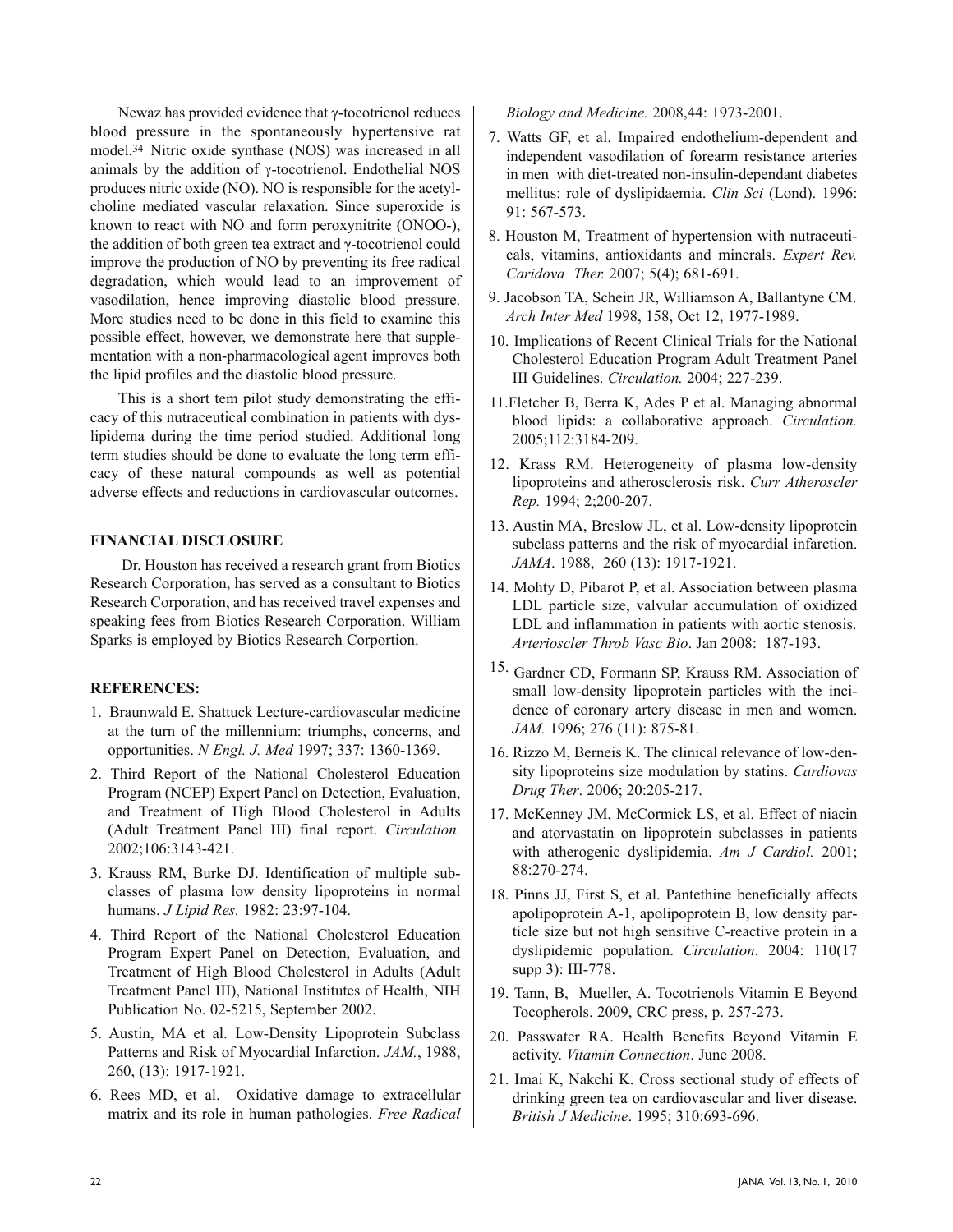Newaz has provided evidence that γ-tocotrienol reduces blood pressure in the spontaneously hypertensive rat model.[34] Nitric oxide synthase (NOS) was increased in all animals by the addition of γ-tocotrienol. Endothelial NOS produces nitric oxide (NO). NO is responsible for the acetylcholine mediated vascular relaxation. Since superoxide is known to react with NO and form peroxynitrite (ONOO-), the addition of both green tea extract and γ-tocotrienol could improve the production of NO by preventing its free radical degradation, which would lead to an improvement of vasodilation, hence improving diastolic blood pressure. More studies need to be done in this field to examine this possible effect, however, we demonstrate here that supplementation with a non-pharmacological agent improves both the lipid profiles and the diastolic blood pressure.

This is a short tem pilot study demonstrating the efficacy of this nutraceutical combination in patients with dyslipidema during the time period studied. Additional long term studies should be done to evaluate the long term efficacy of these natural compounds as well as potential adverse effects and reductions in cardiovascular outcomes.

## FINANCIAL DISCLOSURE

Dr. Houston has received a research grant from Biotics Research Corporation, has served as a consultant to Biotics Research Corporation, and has received travel expenses and speaking fees from Biotics Research Corporation. William Sparks is employed by Biotics Research Corportion.

## REFERENCES:

1. Braunwald E. Shattuck Lecture-cardiovascular medicine at the turn of the millennium: triumphs, concerns, and opportunities. *N Engl. J. Med* 1997; 337: 1360-1369.
2. Third Report of the National Cholesterol Education Program (NCEP) Expert Panel on Detection, Evaluation, and Treatment of High Blood Cholesterol in Adults (Adult Treatment Panel III) final report. *Circulation.* 2002;106:3143-421.
3. Krauss RM, Burke DJ. Identification of multiple subclasses of plasma low density lipoproteins in normal humans. *J Lipid Res.* 1982: 23:97-104.
4. Third Report of the National Cholesterol Education Program Expert Panel on Detection, Evaluation, and Treatment of High Blood Cholesterol in Adults (Adult Treatment Panel III), National Institutes of Health, NIH Publication No. 02-5215, September 2002.
5. Austin, MA et al. Low-Density Lipoprotein Subclass Patterns and Risk of Myocardial Infarction. *JAM.*, 1988, 260, (13): 1917-1921.
6. Rees MD, et al. Oxidative damage to extracellular matrix and its role in human pathologies. *Free Radical Biology and Medicine.* 2008,44: 1973-2001.
7. Watts GF, et al. Impaired endothelium-dependent and independent vasodilation of forearm resistance arteries in men with diet-treated non-insulin-dependant diabetes mellitus: role of dyslipidaemia. *Clin Sci* (Lond). 1996: 91: 567-573.
8. Houston M, Treatment of hypertension with nutraceuticals, vitamins, antioxidants and minerals. *Expert Rev. Caridova Ther.* 2007; 5(4); 681-691.
9. Jacobson TA, Schein JR, Williamson A, Ballantyne CM. *Arch Inter Med* 1998, 158, Oct 12, 1977-1989.
10. Implications of Recent Clinical Trials for the National Cholesterol Education Program Adult Treatment Panel III Guidelines. *Circulation.* 2004; 227-239.
11. Fletcher B, Berra K, Ades P et al. Managing abnormal blood lipids: a collaborative approach. *Circulation.* 2005;112:3184-209.
12. Krass RM. Heterogeneity of plasma low-density lipoproteins and atherosclerosis risk. *Curr Atheroscler Rep.* 1994; 2;200-207.
13. Austin MA, Breslow JL, et al. Low-density lipoprotein subclass patterns and the risk of myocardial infarction. *JAMA*. 1988, 260 (13): 1917-1921.
14. Mohty D, Pibarot P, et al. Association between plasma LDL particle size, valvular accumulation of oxidized LDL and inflammation in patients with aortic stenosis. *Arterioscler Throb Vasc Bio*. Jan 2008: 187-193.
15. Gardner CD, Formann SP, Krauss RM. Association of small low-density lipoprotein particles with the incidence of coronary artery disease in men and women. *JAM.* 1996; 276 (11): 875-81.
16. Rizzo M, Berneis K. The clinical relevance of low-density lipoproteins size modulation by statins. *Cardiovas Drug Ther*. 2006; 20:205-217.
17. McKenney JM, McCormick LS, et al. Effect of niacin and atorvastatin on lipoprotein subclasses in patients with atherogenic dyslipidemia. *Am J Cardiol.* 2001; 88:270-274.
18. Pinns JJ, First S, et al. Pantethine beneficially affects apolipoprotein A-1, apolipoprotein B, low density particle size but not high sensitive C-reactive protein in a dyslipidemic population. *Circulation*. 2004: 110(17 supp 3): III-778.
19. Tann, B, Mueller, A. Tocotrienols Vitamin E Beyond Tocopherols. 2009, CRC press, p. 257-273.
20. Passwater RA. Health Benefits Beyond Vitamin E activity. *Vitamin Connection*. June 2008.
21. Imai K, Nakchi K. Cross sectional study of effects of drinking green tea on cardiovascular and liver disease. *British J Medicine*. 1995; 310:693-696.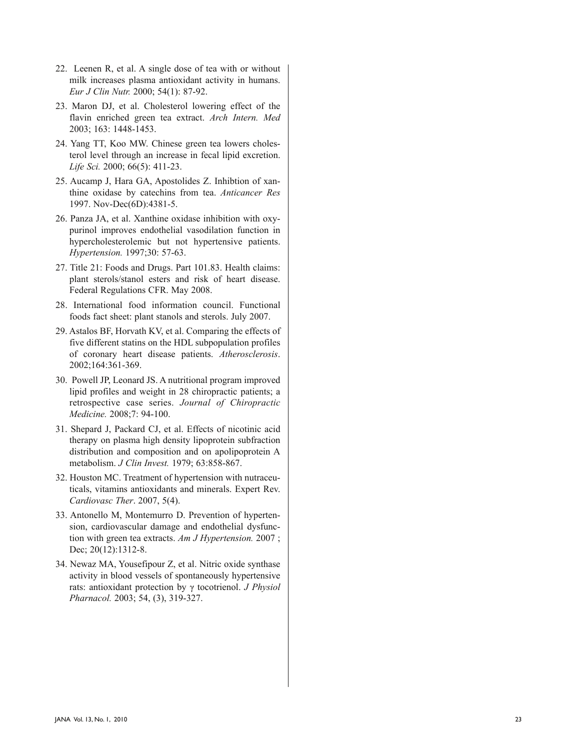22. Leenen R, et al. A single dose of tea with or without milk increases plasma antioxidant activity in humans. *Eur J Clin Nutr.* 2000; 54(1): 87-92.

23. Maron DJ, et al. Cholesterol lowering effect of the flavin enriched green tea extract. *Arch Intern. Med* 2003; 163: 1448-1453.

24. Yang TT, Koo MW. Chinese green tea lowers cholesterol level through an increase in fecal lipid excretion. *Life Sci.* 2000; 66(5): 411-23.

25. Aucamp J, Hara GA, Apostolides Z. Inhibtion of xanthine oxidase by catechins from tea. *Anticancer Res* 1997. Nov-Dec(6D):4381-5.

26. Panza JA, et al. Xanthine oxidase inhibition with oxypurinol improves endothelial vasodilation function in hypercholesterolemic but not hypertensive patients. *Hypertension.* 1997;30: 57-63.

27. Title 21: Foods and Drugs. Part 101.83. Health claims: plant sterols/stanol esters and risk of heart disease. Federal Regulations CFR. May 2008.

28. International food information council. Functional foods fact sheet: plant stanols and sterols. July 2007.

29. Astalos BF, Horvath KV, et al. Comparing the effects of five different statins on the HDL subpopulation profiles of coronary heart disease patients. *Atherosclerosis*. 2002;164:361-369.

30. Powell JP, Leonard JS. A nutritional program improved lipid profiles and weight in 28 chiropractic patients; a retrospective case series. *Journal of Chiropractic Medicine.* 2008;7: 94-100.

31. Shepard J, Packard CJ, et al. Effects of nicotinic acid therapy on plasma high density lipoprotein subfraction distribution and composition and on apolipoprotein A metabolism. *J Clin Invest.* 1979; 63:858-867.

32. Houston MC. Treatment of hypertension with nutraceuticals, vitamins antioxidants and minerals. Expert Rev. *Cardiovasc Ther*. 2007, 5(4).

33. Antonello M, Montemurro D. Prevention of hypertension, cardiovascular damage and endothelial dysfunction with green tea extracts. *Am J Hypertension.* 2007 ; Dec; 20(12):1312-8.

34. Newaz MA, Yousefipour Z, et al. Nitric oxide synthase activity in blood vessels of spontaneously hypertensive rats: antioxidant protection by $\gamma$ tocotrienol. *J Physiol Pharnacol.* 2003; 54, (3), 319-327.